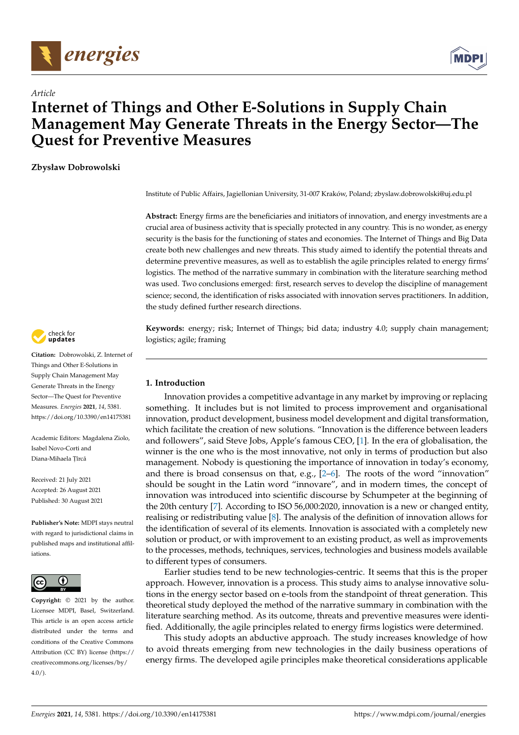*Article*

# Internet of Things and Other E-Solutions in Supply Chain Management May Generate Threats in the Energy Sector—The Quest for Preventive Measures

**Zbysław Dobrowolski**

Institute of Public Affairs, Jagiellonian University, 31-007 Kraków, Poland; zbyslaw.dobrowolski@uj.edu.pl

**Abstract:** Energy firms are the beneficiaries and initiators of innovation, and energy investments are a crucial area of business activity that is specially protected in any country. This is no wonder, as energy security is the basis for the functioning of states and economies. The Internet of Things and Big Data create both new challenges and new threats. This study aimed to identify the potential threats and determine preventive measures, as well as to establish the agile principles related to energy firms' logistics. The method of the narrative summary in combination with the literature searching method was used. Two conclusions emerged: first, research serves to develop the discipline of management science; second, the identification of risks associated with innovation serves practitioners. In addition, the study defined further research directions.

**Keywords:** energy; risk; Internet of Things; bid data; industry 4.0; supply chain management; logistics; agile; framing

**Citation:** Dobrowolski, Z. Internet of Things and Other E-Solutions in Supply Chain Management May Generate Threats in the Energy Sector—The Quest for Preventive Measures. *Energies* **2021**, *14*, 5381. https://doi.org/10.3390/en14175381

Academic Editors: Magdalena Ziolo, Isabel Novo-Corti and Diana-Mihaela Țîrcă

Received: 21 July 2021
Accepted: 26 August 2021
Published: 30 August 2021

**Publisher's Note:** MDPI stays neutral with regard to jurisdictional claims in published maps and institutional affiliations.

**Copyright:** © 2021 by the author. Licensee MDPI, Basel, Switzerland. This article is an open access article distributed under the terms and conditions of the Creative Commons Attribution (CC BY) license (https://creativecommons.org/licenses/by/4.0/).

## 1. Introduction

Innovation provides a competitive advantage in any market by improving or replacing something. It includes but is not limited to process improvement and organisational innovation, product development, business model development and digital transformation, which facilitate the creation of new solutions. "Innovation is the difference between leaders and followers", said Steve Jobs, Apple's famous CEO, [1]. In the era of globalisation, the winner is the one who is the most innovative, not only in terms of production but also management. Nobody is questioning the importance of innovation in today's economy, and there is broad consensus on that, e.g., [2–6]. The roots of the word "innovation" should be sought in the Latin word "innovare", and in modern times, the concept of innovation was introduced into scientific discourse by Schumpeter at the beginning of the 20th century [7]. According to ISO 56,000:2020, innovation is a new or changed entity, realising or redistributing value [8]. The analysis of the definition of innovation allows for the identification of several of its elements. Innovation is associated with a completely new solution or product, or with improvement to an existing product, as well as improvements to the processes, methods, techniques, services, technologies and business models available to different types of consumers.

Earlier studies tend to be new technologies-centric. It seems that this is the proper approach. However, innovation is a process. This study aims to analyse innovative solutions in the energy sector based on e-tools from the standpoint of threat generation. This theoretical study deployed the method of the narrative summary in combination with the literature searching method. As its outcome, threats and preventive measures were identified. Additionally, the agile principles related to energy firms logistics were determined.

This study adopts an abductive approach. The study increases knowledge of how to avoid threats emerging from new technologies in the daily business operations of energy firms. The developed agile principles make theoretical considerations applicable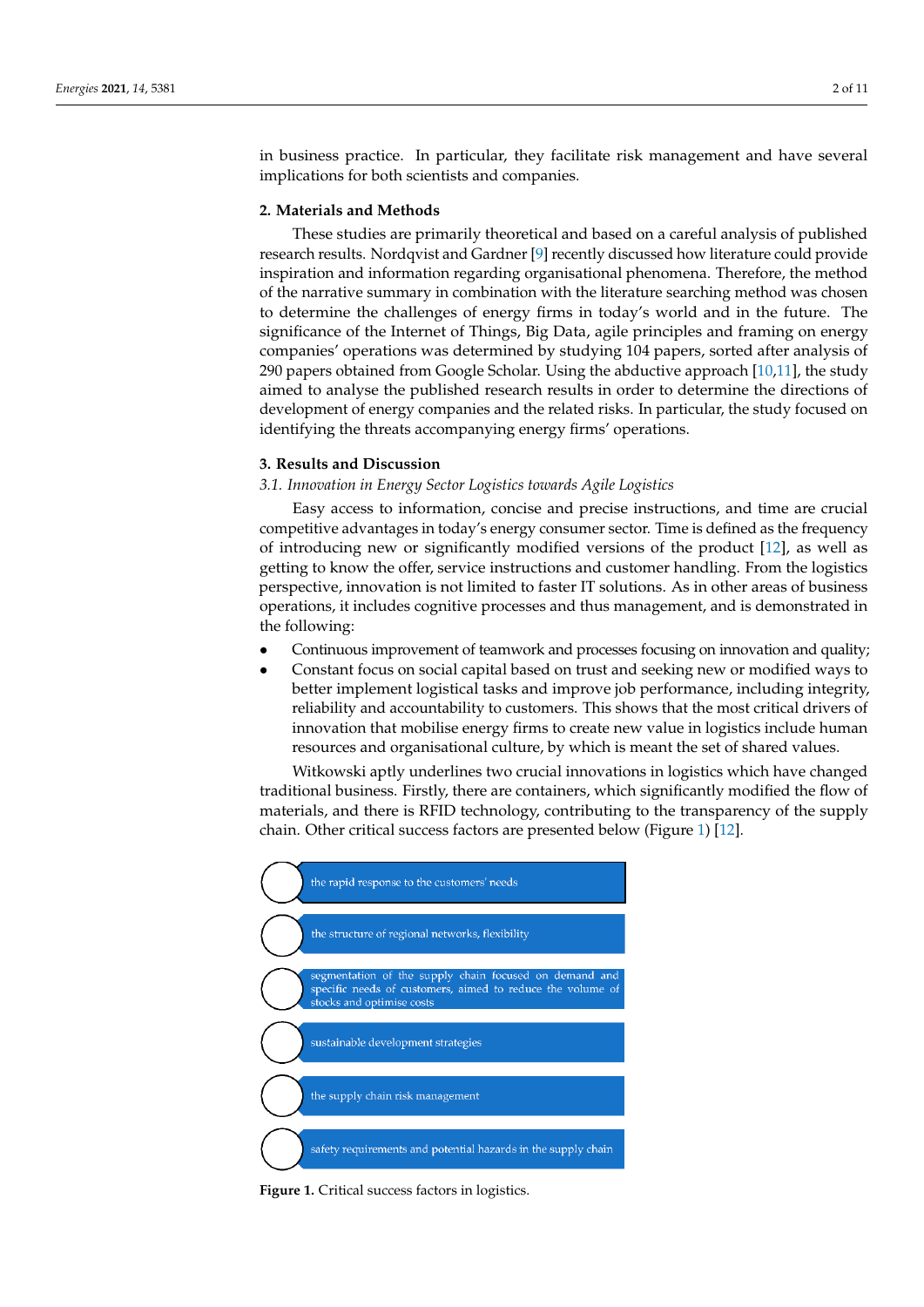in business practice. In particular, they facilitate risk management and have several implications for both scientists and companies.

## 2. Materials and Methods

These studies are primarily theoretical and based on a careful analysis of published research results. Nordqvist and Gardner [9] recently discussed how literature could provide inspiration and information regarding organisational phenomena. Therefore, the method of the narrative summary in combination with the literature searching method was chosen to determine the challenges of energy firms in today's world and in the future. The significance of the Internet of Things, Big Data, agile principles and framing on energy companies' operations was determined by studying 104 papers, sorted after analysis of 290 papers obtained from Google Scholar. Using the abductive approach [10,11], the study aimed to analyse the published research results in order to determine the directions of development of energy companies and the related risks. In particular, the study focused on identifying the threats accompanying energy firms' operations.

## 3. Results and Discussion

### *3.1. Innovation in Energy Sector Logistics towards Agile Logistics*

Easy access to information, concise and precise instructions, and time are crucial competitive advantages in today's energy consumer sector. Time is defined as the frequency of introducing new or significantly modified versions of the product [12], as well as getting to know the offer, service instructions and customer handling. From the logistics perspective, innovation is not limited to faster IT solutions. As in other areas of business operations, it includes cognitive processes and thus management, and is demonstrated in the following:

- Continuous improvement of teamwork and processes focusing on innovation and quality;
- Constant focus on social capital based on trust and seeking new or modified ways to better implement logistical tasks and improve job performance, including integrity, reliability and accountability to customers. This shows that the most critical drivers of innovation that mobilise energy firms to create new value in logistics include human resources and organisational culture, by which is meant the set of shared values.

Witkowski aptly underlines two crucial innovations in logistics which have changed traditional business. Firstly, there are containers, which significantly modified the flow of materials, and there is RFID technology, contributing to the transparency of the supply chain. Other critical success factors are presented below (Figure 1) [12].

- the rapid response to the customers' needs
- the structure of regional networks, flexibility
- segmentation of the supply chain focused on demand and specific needs of customers, aimed to reduce the volume of stocks and optimise costs
- sustainable development strategies
- the supply chain risk management
- safety requirements and potential hazards in the supply chain

**Figure 1.** Critical success factors in logistics.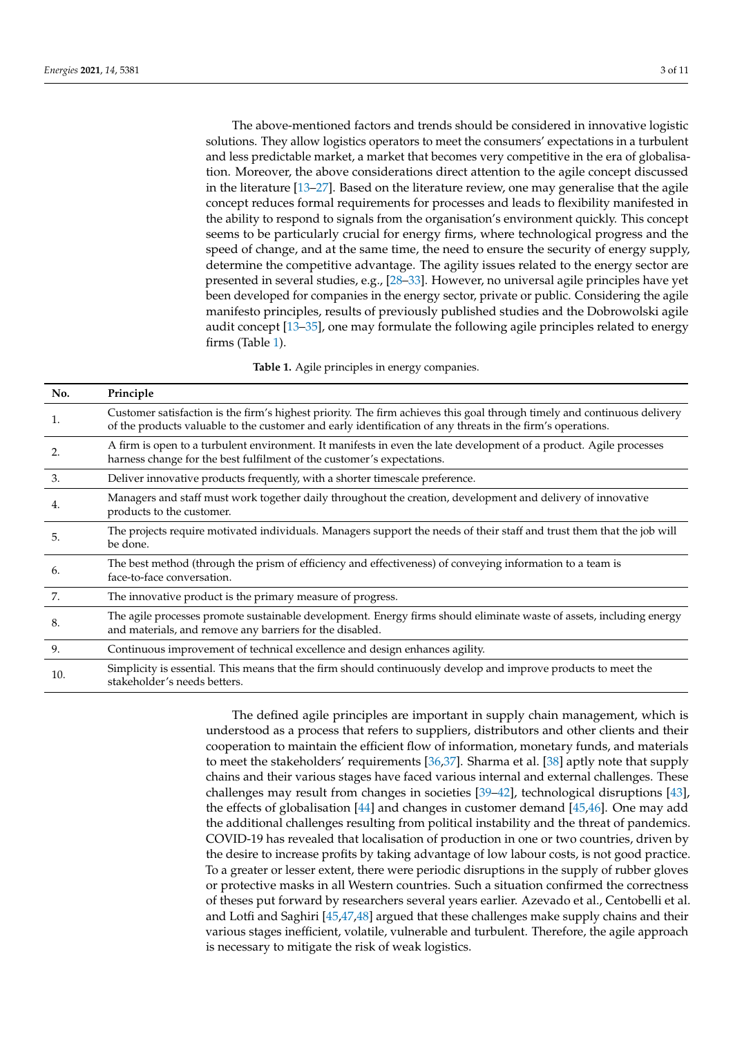The above-mentioned factors and trends should be considered in innovative logistic solutions. They allow logistics operators to meet the consumers' expectations in a turbulent and less predictable market, a market that becomes very competitive in the era of globalisation. Moreover, the above considerations direct attention to the agile concept discussed in the literature [13–27]. Based on the literature review, one may generalise that the agile concept reduces formal requirements for processes and leads to flexibility manifested in the ability to respond to signals from the organisation's environment quickly. This concept seems to be particularly crucial for energy firms, where technological progress and the speed of change, and at the same time, the need to ensure the security of energy supply, determine the competitive advantage. The agility issues related to the energy sector are presented in several studies, e.g., [28–33]. However, no universal agile principles have yet been developed for companies in the energy sector, private or public. Considering the agile manifesto principles, results of previously published studies and the Dobrowolski agile audit concept [13–35], one may formulate the following agile principles related to energy firms (Table 1).

**Table 1.** Agile principles in energy companies.

| No. | Principle |
|---|---|
| 1. | Customer satisfaction is the firm's highest priority. The firm achieves this goal through timely and continuous delivery of the products valuable to the customer and early identification of any threats in the firm's operations. |
| 2. | A firm is open to a turbulent environment. It manifests in even the late development of a product. Agile processes harness change for the best fulfilment of the customer's expectations. |
| 3. | Deliver innovative products frequently, with a shorter timescale preference. |
| 4. | Managers and staff must work together daily throughout the creation, development and delivery of innovative products to the customer. |
| 5. | The projects require motivated individuals. Managers support the needs of their staff and trust them that the job will be done. |
| 6. | The best method (through the prism of efficiency and effectiveness) of conveying information to a team is face-to-face conversation. |
| 7. | The innovative product is the primary measure of progress. |
| 8. | The agile processes promote sustainable development. Energy firms should eliminate waste of assets, including energy and materials, and remove any barriers for the disabled. |
| 9. | Continuous improvement of technical excellence and design enhances agility. |
| 10. | Simplicity is essential. This means that the firm should continuously develop and improve products to meet the stakeholder's needs betters. |

The defined agile principles are important in supply chain management, which is understood as a process that refers to suppliers, distributors and other clients and their cooperation to maintain the efficient flow of information, monetary funds, and materials to meet the stakeholders' requirements [36,37]. Sharma et al. [38] aptly note that supply chains and their various stages have faced various internal and external challenges. These challenges may result from changes in societies [39–42], technological disruptions [43], the effects of globalisation [44] and changes in customer demand [45,46]. One may add the additional challenges resulting from political instability and the threat of pandemics. COVID-19 has revealed that localisation of production in one or two countries, driven by the desire to increase profits by taking advantage of low labour costs, is not good practice. To a greater or lesser extent, there were periodic disruptions in the supply of rubber gloves or protective masks in all Western countries. Such a situation confirmed the correctness of theses put forward by researchers several years earlier. Azevado et al., Centobelli et al. and Lotfi and Saghiri [45,47,48] argued that these challenges make supply chains and their various stages inefficient, volatile, vulnerable and turbulent. Therefore, the agile approach is necessary to mitigate the risk of weak logistics.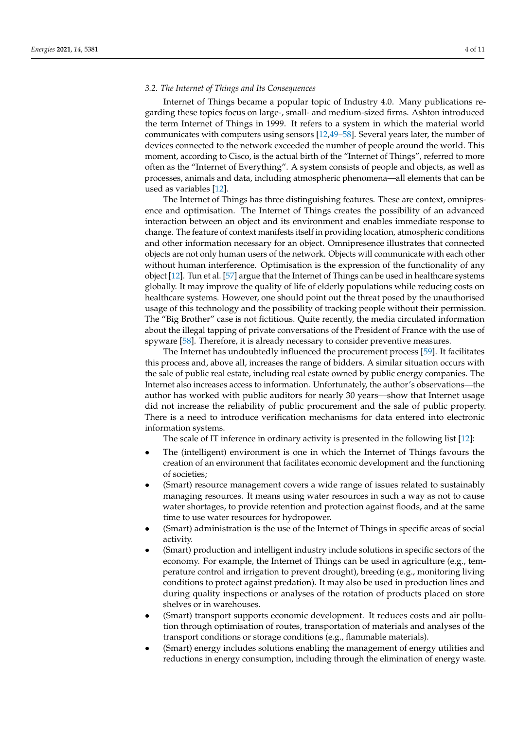### 3.2. The Internet of Things and Its Consequences

Internet of Things became a popular topic of Industry 4.0. Many publications regarding these topics focus on large-, small- and medium-sized firms. Ashton introduced the term Internet of Things in 1999. It refers to a system in which the material world communicates with computers using sensors [12,49–58]. Several years later, the number of devices connected to the network exceeded the number of people around the world. This moment, according to Cisco, is the actual birth of the "Internet of Things", referred to more often as the "Internet of Everything". A system consists of people and objects, as well as processes, animals and data, including atmospheric phenomena—all elements that can be used as variables [12].

The Internet of Things has three distinguishing features. These are context, omnipresence and optimisation. The Internet of Things creates the possibility of an advanced interaction between an object and its environment and enables immediate response to change. The feature of context manifests itself in providing location, atmospheric conditions and other information necessary for an object. Omnipresence illustrates that connected objects are not only human users of the network. Objects will communicate with each other without human interference. Optimisation is the expression of the functionality of any object [12]. Tun et al. [57] argue that the Internet of Things can be used in healthcare systems globally. It may improve the quality of life of elderly populations while reducing costs on healthcare systems. However, one should point out the threat posed by the unauthorised usage of this technology and the possibility of tracking people without their permission. The "Big Brother" case is not fictitious. Quite recently, the media circulated information about the illegal tapping of private conversations of the President of France with the use of spyware [58]. Therefore, it is already necessary to consider preventive measures.

The Internet has undoubtedly influenced the procurement process [59]. It facilitates this process and, above all, increases the range of bidders. A similar situation occurs with the sale of public real estate, including real estate owned by public energy companies. The Internet also increases access to information. Unfortunately, the author's observations—the author has worked with public auditors for nearly 30 years—show that Internet usage did not increase the reliability of public procurement and the sale of public property. There is a need to introduce verification mechanisms for data entered into electronic information systems.

The scale of IT inference in ordinary activity is presented in the following list [12]:

- The (intelligent) environment is one in which the Internet of Things favours the creation of an environment that facilitates economic development and the functioning of societies;
- (Smart) resource management covers a wide range of issues related to sustainably managing resources. It means using water resources in such a way as not to cause water shortages, to provide retention and protection against floods, and at the same time to use water resources for hydropower.
- (Smart) administration is the use of the Internet of Things in specific areas of social activity.
- (Smart) production and intelligent industry include solutions in specific sectors of the economy. For example, the Internet of Things can be used in agriculture (e.g., temperature control and irrigation to prevent drought), breeding (e.g., monitoring living conditions to protect against predation). It may also be used in production lines and during quality inspections or analyses of the rotation of products placed on store shelves or in warehouses.
- (Smart) transport supports economic development. It reduces costs and air pollution through optimisation of routes, transportation of materials and analyses of the transport conditions or storage conditions (e.g., flammable materials).
- (Smart) energy includes solutions enabling the management of energy utilities and reductions in energy consumption, including through the elimination of energy waste.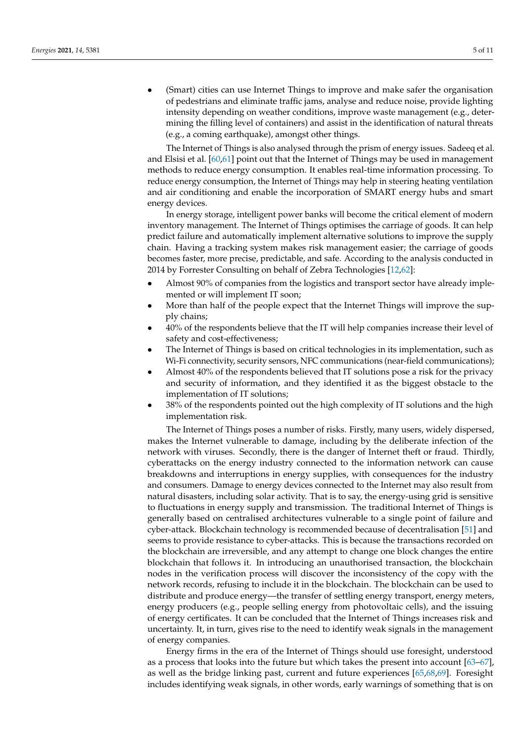- (Smart) cities can use Internet Things to improve and make safer the organisation of pedestrians and eliminate traffic jams, analyse and reduce noise, provide lighting intensity depending on weather conditions, improve waste management (e.g., determining the filling level of containers) and assist in the identification of natural threats (e.g., a coming earthquake), amongst other things.

The Internet of Things is also analysed through the prism of energy issues. Sadeeq et al. and Elsisi et al. [60,61] point out that the Internet of Things may be used in management methods to reduce energy consumption. It enables real-time information processing. To reduce energy consumption, the Internet of Things may help in steering heating ventilation and air conditioning and enable the incorporation of SMART energy hubs and smart energy devices.

In energy storage, intelligent power banks will become the critical element of modern inventory management. The Internet of Things optimises the carriage of goods. It can help predict failure and automatically implement alternative solutions to improve the supply chain. Having a tracking system makes risk management easier; the carriage of goods becomes faster, more precise, predictable, and safe. According to the analysis conducted in 2014 by Forrester Consulting on behalf of Zebra Technologies [12,62]:

- Almost 90% of companies from the logistics and transport sector have already implemented or will implement IT soon;
- More than half of the people expect that the Internet Things will improve the supply chains;
- 40% of the respondents believe that the IT will help companies increase their level of safety and cost-effectiveness;
- The Internet of Things is based on critical technologies in its implementation, such as Wi-Fi connectivity, security sensors, NFC communications (near-field communications);
- Almost 40% of the respondents believed that IT solutions pose a risk for the privacy and security of information, and they identified it as the biggest obstacle to the implementation of IT solutions;
- 38% of the respondents pointed out the high complexity of IT solutions and the high implementation risk.

The Internet of Things poses a number of risks. Firstly, many users, widely dispersed, makes the Internet vulnerable to damage, including by the deliberate infection of the network with viruses. Secondly, there is the danger of Internet theft or fraud. Thirdly, cyberattacks on the energy industry connected to the information network can cause breakdowns and interruptions in energy supplies, with consequences for the industry and consumers. Damage to energy devices connected to the Internet may also result from natural disasters, including solar activity. That is to say, the energy-using grid is sensitive to fluctuations in energy supply and transmission. The traditional Internet of Things is generally based on centralised architectures vulnerable to a single point of failure and cyber-attack. Blockchain technology is recommended because of decentralisation [51] and seems to provide resistance to cyber-attacks. This is because the transactions recorded on the blockchain are irreversible, and any attempt to change one block changes the entire blockchain that follows it. In introducing an unauthorised transaction, the blockchain nodes in the verification process will discover the inconsistency of the copy with the network records, refusing to include it in the blockchain. The blockchain can be used to distribute and produce energy—the transfer of settling energy transport, energy meters, energy producers (e.g., people selling energy from photovoltaic cells), and the issuing of energy certificates. It can be concluded that the Internet of Things increases risk and uncertainty. It, in turn, gives rise to the need to identify weak signals in the management of energy companies.

Energy firms in the era of the Internet of Things should use foresight, understood as a process that looks into the future but which takes the present into account [63–67], as well as the bridge linking past, current and future experiences [65,68,69]. Foresight includes identifying weak signals, in other words, early warnings of something that is on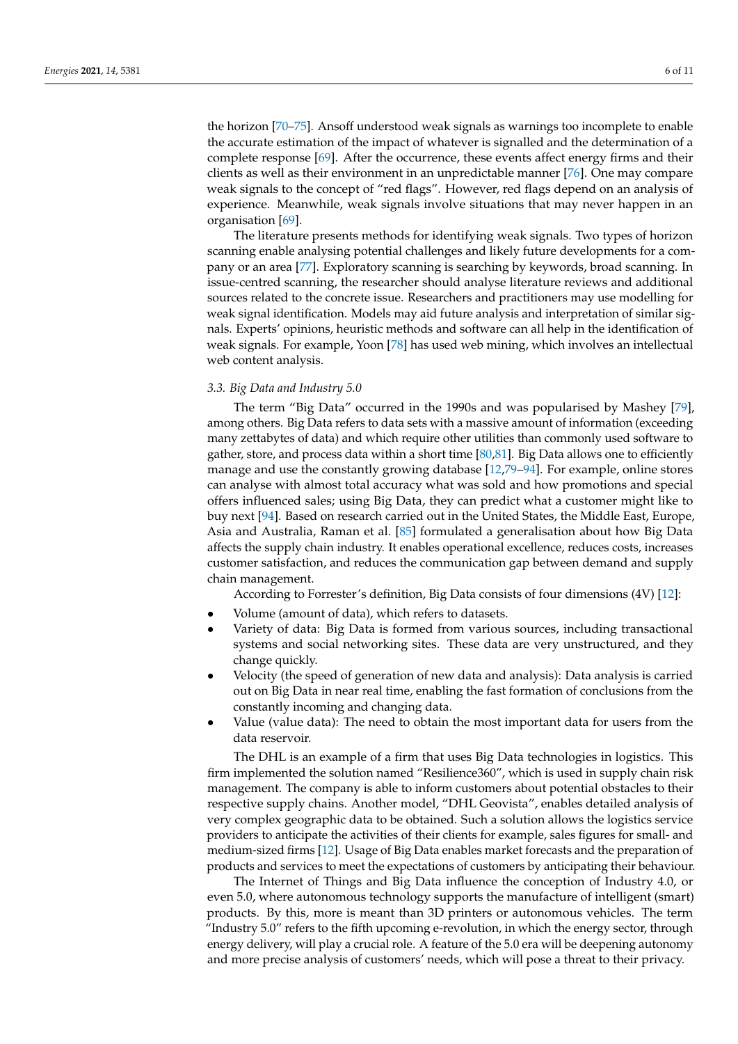the horizon [70–75]. Ansoff understood weak signals as warnings too incomplete to enable the accurate estimation of the impact of whatever is signalled and the determination of a complete response [69]. After the occurrence, these events affect energy firms and their clients as well as their environment in an unpredictable manner [76]. One may compare weak signals to the concept of "red flags". However, red flags depend on an analysis of experience. Meanwhile, weak signals involve situations that may never happen in an organisation [69].

The literature presents methods for identifying weak signals. Two types of horizon scanning enable analysing potential challenges and likely future developments for a company or an area [77]. Exploratory scanning is searching by keywords, broad scanning. In issue-centred scanning, the researcher should analyse literature reviews and additional sources related to the concrete issue. Researchers and practitioners may use modelling for weak signal identification. Models may aid future analysis and interpretation of similar signals. Experts' opinions, heuristic methods and software can all help in the identification of weak signals. For example, Yoon [78] has used web mining, which involves an intellectual web content analysis.

### 3.3. Big Data and Industry 5.0

The term "Big Data" occurred in the 1990s and was popularised by Mashey [79], among others. Big Data refers to data sets with a massive amount of information (exceeding many zettabytes of data) and which require other utilities than commonly used software to gather, store, and process data within a short time [80,81]. Big Data allows one to efficiently manage and use the constantly growing database [12,79–94]. For example, online stores can analyse with almost total accuracy what was sold and how promotions and special offers influenced sales; using Big Data, they can predict what a customer might like to buy next [94]. Based on research carried out in the United States, the Middle East, Europe, Asia and Australia, Raman et al. [85] formulated a generalisation about how Big Data affects the supply chain industry. It enables operational excellence, reduces costs, increases customer satisfaction, and reduces the communication gap between demand and supply chain management.

According to Forrester's definition, Big Data consists of four dimensions (4V) [12]:

- Volume (amount of data), which refers to datasets.
- Variety of data: Big Data is formed from various sources, including transactional systems and social networking sites. These data are very unstructured, and they change quickly.
- Velocity (the speed of generation of new data and analysis): Data analysis is carried out on Big Data in near real time, enabling the fast formation of conclusions from the constantly incoming and changing data.
- Value (value data): The need to obtain the most important data for users from the data reservoir.

The DHL is an example of a firm that uses Big Data technologies in logistics. This firm implemented the solution named "Resilience360", which is used in supply chain risk management. The company is able to inform customers about potential obstacles to their respective supply chains. Another model, "DHL Geovista", enables detailed analysis of very complex geographic data to be obtained. Such a solution allows the logistics service providers to anticipate the activities of their clients for example, sales figures for small- and medium-sized firms [12]. Usage of Big Data enables market forecasts and the preparation of products and services to meet the expectations of customers by anticipating their behaviour.

The Internet of Things and Big Data influence the conception of Industry 4.0, or even 5.0, where autonomous technology supports the manufacture of intelligent (smart) products. By this, more is meant than 3D printers or autonomous vehicles. The term "Industry 5.0" refers to the fifth upcoming e-revolution, in which the energy sector, through energy delivery, will play a crucial role. A feature of the 5.0 era will be deepening autonomy and more precise analysis of customers' needs, which will pose a threat to their privacy.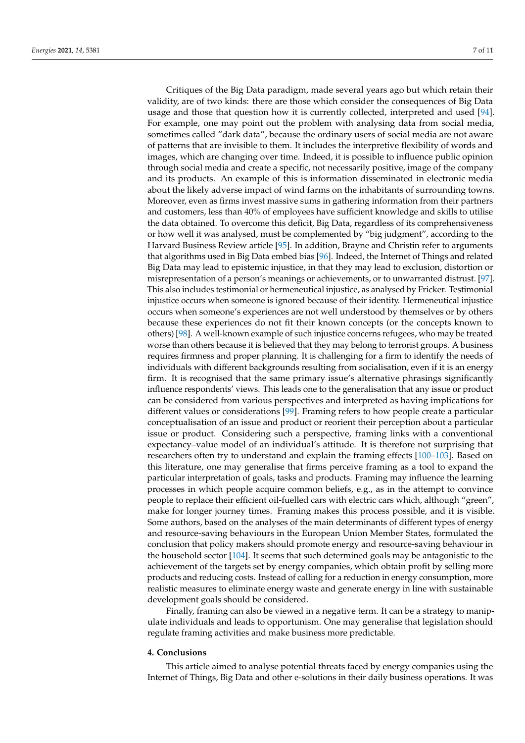Critiques of the Big Data paradigm, made several years ago but which retain their validity, are of two kinds: there are those which consider the consequences of Big Data usage and those that question how it is currently collected, interpreted and used [94]. For example, one may point out the problem with analysing data from social media, sometimes called "dark data", because the ordinary users of social media are not aware of patterns that are invisible to them. It includes the interpretive flexibility of words and images, which are changing over time. Indeed, it is possible to influence public opinion through social media and create a specific, not necessarily positive, image of the company and its products. An example of this is information disseminated in electronic media about the likely adverse impact of wind farms on the inhabitants of surrounding towns. Moreover, even as firms invest massive sums in gathering information from their partners and customers, less than 40% of employees have sufficient knowledge and skills to utilise the data obtained. To overcome this deficit, Big Data, regardless of its comprehensiveness or how well it was analysed, must be complemented by "big judgment", according to the Harvard Business Review article [95]. In addition, Brayne and Christin refer to arguments that algorithms used in Big Data embed bias [96]. Indeed, the Internet of Things and related Big Data may lead to epistemic injustice, in that they may lead to exclusion, distortion or misrepresentation of a person's meanings or achievements, or to unwarranted distrust. [97]. This also includes testimonial or hermeneutical injustice, as analysed by Fricker. Testimonial injustice occurs when someone is ignored because of their identity. Hermeneutical injustice occurs when someone's experiences are not well understood by themselves or by others because these experiences do not fit their known concepts (or the concepts known to others) [98]. A well-known example of such injustice concerns refugees, who may be treated worse than others because it is believed that they may belong to terrorist groups. A business requires firmness and proper planning. It is challenging for a firm to identify the needs of individuals with different backgrounds resulting from socialisation, even if it is an energy firm. It is recognised that the same primary issue's alternative phrasings significantly influence respondents' views. This leads one to the generalisation that any issue or product can be considered from various perspectives and interpreted as having implications for different values or considerations [99]. Framing refers to how people create a particular conceptualisation of an issue and product or reorient their perception about a particular issue or product. Considering such a perspective, framing links with a conventional expectancy–value model of an individual's attitude. It is therefore not surprising that researchers often try to understand and explain the framing effects [100–103]. Based on this literature, one may generalise that firms perceive framing as a tool to expand the particular interpretation of goals, tasks and products. Framing may influence the learning processes in which people acquire common beliefs, e.g., as in the attempt to convince people to replace their efficient oil-fuelled cars with electric cars which, although "green", make for longer journey times. Framing makes this process possible, and it is visible. Some authors, based on the analyses of the main determinants of different types of energy and resource-saving behaviours in the European Union Member States, formulated the conclusion that policy makers should promote energy and resource-saving behaviour in the household sector [104]. It seems that such determined goals may be antagonistic to the achievement of the targets set by energy companies, which obtain profit by selling more products and reducing costs. Instead of calling for a reduction in energy consumption, more realistic measures to eliminate energy waste and generate energy in line with sustainable development goals should be considered.

Finally, framing can also be viewed in a negative term. It can be a strategy to manipulate individuals and leads to opportunism. One may generalise that legislation should regulate framing activities and make business more predictable.

## 4. Conclusions

This article aimed to analyse potential threats faced by energy companies using the Internet of Things, Big Data and other e-solutions in their daily business operations. It was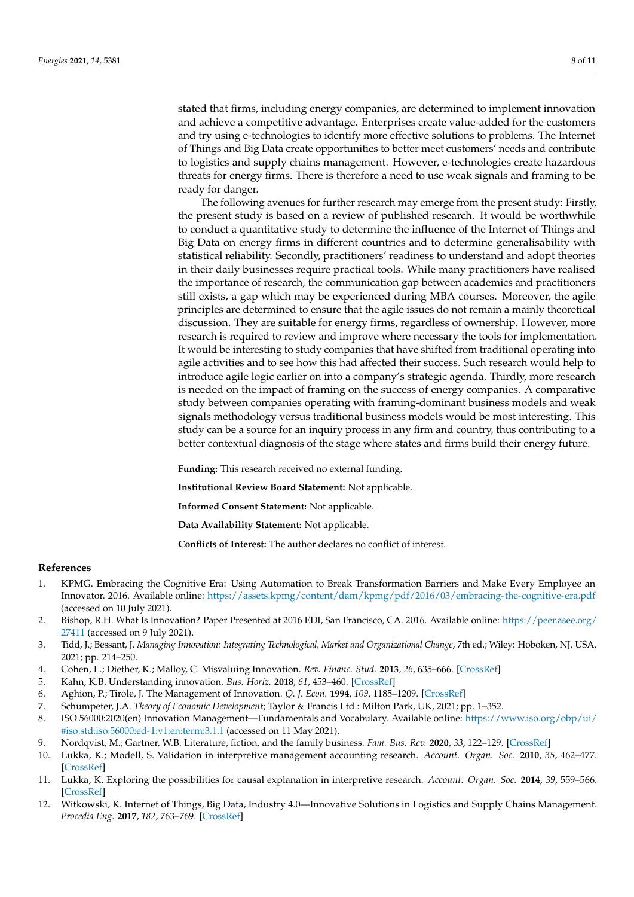stated that firms, including energy companies, are determined to implement innovation and achieve a competitive advantage. Enterprises create value-added for the customers and try using e-technologies to identify more effective solutions to problems. The Internet of Things and Big Data create opportunities to better meet customers' needs and contribute to logistics and supply chains management. However, e-technologies create hazardous threats for energy firms. There is therefore a need to use weak signals and framing to be ready for danger.

The following avenues for further research may emerge from the present study: Firstly, the present study is based on a review of published research. It would be worthwhile to conduct a quantitative study to determine the influence of the Internet of Things and Big Data on energy firms in different countries and to determine generalisability with statistical reliability. Secondly, practitioners' readiness to understand and adopt theories in their daily businesses require practical tools. While many practitioners have realised the importance of research, the communication gap between academics and practitioners still exists, a gap which may be experienced during MBA courses. Moreover, the agile principles are determined to ensure that the agile issues do not remain a mainly theoretical discussion. They are suitable for energy firms, regardless of ownership. However, more research is required to review and improve where necessary the tools for implementation. It would be interesting to study companies that have shifted from traditional operating into agile activities and to see how this had affected their success. Such research would help to introduce agile logic earlier on into a company's strategic agenda. Thirdly, more research is needed on the impact of framing on the success of energy companies. A comparative study between companies operating with framing-dominant business models and weak signals methodology versus traditional business models would be most interesting. This study can be a source for an inquiry process in any firm and country, thus contributing to a better contextual diagnosis of the stage where states and firms build their energy future.

**Funding:** This research received no external funding.

**Institutional Review Board Statement:** Not applicable.

**Informed Consent Statement:** Not applicable.

**Data Availability Statement:** Not applicable.

**Conflicts of Interest:** The author declares no conflict of interest.

## References

1. KPMG. Embracing the Cognitive Era: Using Automation to Break Transformation Barriers and Make Every Employee an Innovator. 2016. Available online: https://assets.kpmg/content/dam/kpmg/pdf/2016/03/embracing-the-cognitive-era.pdf (accessed on 10 July 2021).
2. Bishop, R.H. What Is Innovation? Paper Presented at 2016 EDI, San Francisco, CA. 2016. Available online: https://peer.asee.org/27411 (accessed on 9 July 2021).
3. Tidd, J.; Bessant, J. *Managing Innovation: Integrating Technological, Market and Organizational Change*, 7th ed.; Wiley: Hoboken, NJ, USA, 2021; pp. 214–250.
4. Cohen, L.; Diether, K.; Malloy, C. Misvaluing Innovation. *Rev. Financ. Stud.* **2013**, *26*, 635–666. [CrossRef]
5. Kahn, K.B. Understanding innovation. *Bus. Horiz.* **2018**, *61*, 453–460. [CrossRef]
6. Aghion, P.; Tirole, J. The Management of Innovation. *Q. J. Econ.* **1994**, *109*, 1185–1209. [CrossRef]
7. Schumpeter, J.A. *Theory of Economic Development*; Taylor & Francis Ltd.: Milton Park, UK, 2021; pp. 1–352.
8. ISO 56000:2020(en) Innovation Management—Fundamentals and Vocabulary. Available online: https://www.iso.org/obp/ui/#iso:std:iso:56000:ed-1:v1:en:term:3.1.1 (accessed on 11 May 2021).
9. Nordqvist, M.; Gartner, W.B. Literature, fiction, and the family business. *Fam. Bus. Rev.* **2020**, *33*, 122–129. [CrossRef]
10. Lukka, K.; Modell, S. Validation in interpretive management accounting research. *Account. Organ. Soc.* **2010**, *35*, 462–477. [CrossRef]
11. Lukka, K. Exploring the possibilities for causal explanation in interpretive research. *Account. Organ. Soc.* **2014**, *39*, 559–566. [CrossRef]
12. Witkowski, K. Internet of Things, Big Data, Industry 4.0—Innovative Solutions in Logistics and Supply Chains Management. *Procedia Eng.* **2017**, *182*, 763–769. [CrossRef]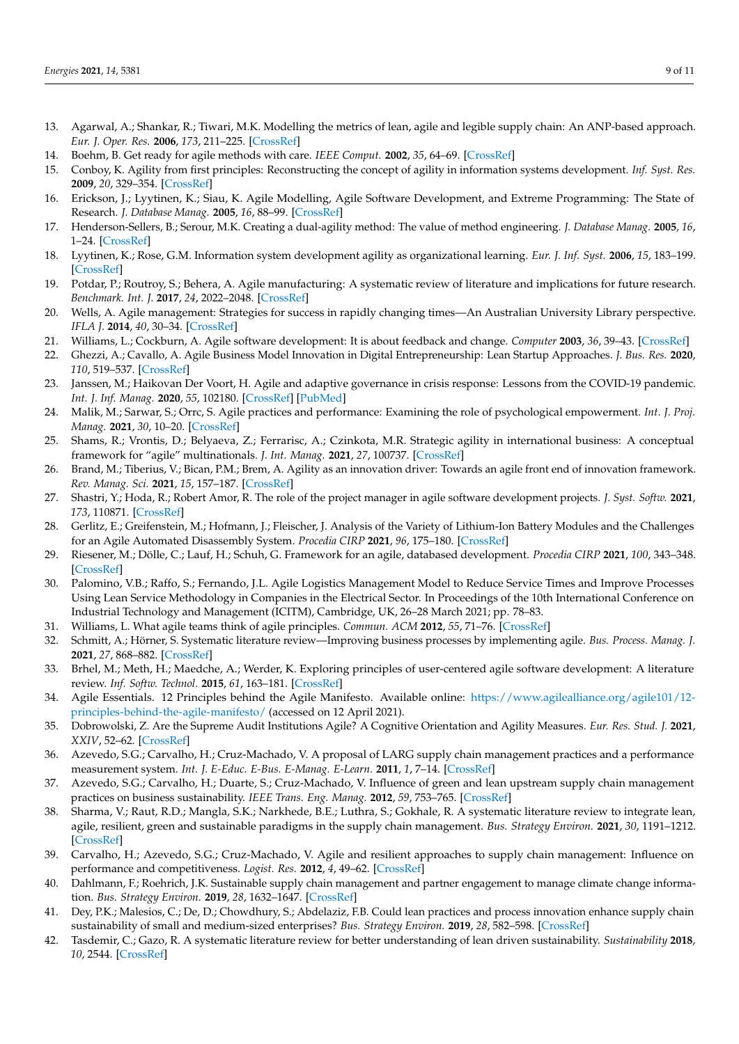13. Agarwal, A.; Shankar, R.; Tiwari, M.K. Modelling the metrics of lean, agile and legible supply chain: An ANP-based approach. *Eur. J. Oper. Res.* **2006**, *173*, 211–225. [CrossRef]
14. Boehm, B. Get ready for agile methods with care. *IEEE Comput.* **2002**, *35*, 64–69. [CrossRef]
15. Conboy, K. Agility from first principles: Reconstructing the concept of agility in information systems development. *Inf. Syst. Res.* **2009**, *20*, 329–354. [CrossRef]
16. Erickson, J.; Lyytinen, K.; Siau, K. Agile Modelling, Agile Software Development, and Extreme Programming: The State of Research. *J. Database Manag.* **2005**, *16*, 88–99. [CrossRef]
17. Henderson-Sellers, B.; Serour, M.K. Creating a dual-agility method: The value of method engineering. *J. Database Manag.* **2005**, *16*, 1–24. [CrossRef]
18. Lyytinen, K.; Rose, G.M. Information system development agility as organizational learning. *Eur. J. Inf. Syst.* **2006**, *15*, 183–199. [CrossRef]
19. Potdar, P.; Routroy, S.; Behera, A. Agile manufacturing: A systematic review of literature and implications for future research. *Benchmark. Int. J.* **2017**, *24*, 2022–2048. [CrossRef]
20. Wells, A. Agile management: Strategies for success in rapidly changing times—An Australian University Library perspective. *IFLA J.* **2014**, *40*, 30–34. [CrossRef]
21. Williams, L.; Cockburn, A. Agile software development: It is about feedback and change. *Computer* **2003**, *36*, 39–43. [CrossRef]
22. Ghezzi, A.; Cavallo, A. Agile Business Model Innovation in Digital Entrepreneurship: Lean Startup Approaches. *J. Bus. Res.* **2020**, *110*, 519–537. [CrossRef]
23. Janssen, M.; Haikovan Der Voort, H. Agile and adaptive governance in crisis response: Lessons from the COVID-19 pandemic. *Int. J. Inf. Manag.* **2020**, *55*, 102180. [CrossRef] [PubMed]
24. Malik, M.; Sarwar, S.; Orrc, S. Agile practices and performance: Examining the role of psychological empowerment. *Int. J. Proj. Manag.* **2021**, *30*, 10–20. [CrossRef]
25. Shams, R.; Vrontis, D.; Belyaeva, Z.; Ferrarisc, A.; Czinkota, M.R. Strategic agility in international business: A conceptual framework for "agile" multinationals. *J. Int. Manag.* **2021**, *27*, 100737. [CrossRef]
26. Brand, M.; Tiberius, V.; Bican, P.M.; Brem, A. Agility as an innovation driver: Towards an agile front end of innovation framework. *Rev. Manag. Sci.* **2021**, *15*, 157–187. [CrossRef]
27. Shastri, Y.; Hoda, R.; Robert Amor, R. The role of the project manager in agile software development projects. *J. Syst. Softw.* **2021**, *173*, 110871. [CrossRef]
28. Gerlitz, E.; Greifenstein, M.; Hofmann, J.; Fleischer, J. Analysis of the Variety of Lithium-Ion Battery Modules and the Challenges for an Agile Automated Disassembly System. *Procedia CIRP* **2021**, *96*, 175–180. [CrossRef]
29. Riesener, M.; Dölle, C.; Lauf, H.; Schuh, G. Framework for an agile, databased development. *Procedia CIRP* **2021**, *100*, 343–348. [CrossRef]
30. Palomino, V.B.; Raffo, S.; Fernando, J.L. Agile Logistics Management Model to Reduce Service Times and Improve Processes Using Lean Service Methodology in Companies in the Electrical Sector. In Proceedings of the 10th International Conference on Industrial Technology and Management (ICITM), Cambridge, UK, 26–28 March 2021; pp. 78–83.
31. Williams, L. What agile teams think of agile principles. *Commun. ACM* **2012**, *55*, 71–76. [CrossRef]
32. Schmitt, A.; Hörner, S. Systematic literature review—Improving business processes by implementing agile. *Bus. Process. Manag. J.* **2021**, *27*, 868–882. [CrossRef]
33. Brhel, M.; Meth, H.; Maedche, A.; Werder, K. Exploring principles of user-centered agile software development: A literature review. *Inf. Softw. Technol.* **2015**, *61*, 163–181. [CrossRef]
34. Agile Essentials. 12 Principles behind the Agile Manifesto. Available online: https://www.agilealliance.org/agile101/12-principles-behind-the-agile-manifesto/ (accessed on 12 April 2021).
35. Dobrowolski, Z. Are the Supreme Audit Institutions Agile? A Cognitive Orientation and Agility Measures. *Eur. Res. Stud. J.* **2021**, *XXIV*, 52–62. [CrossRef]
36. Azevedo, S.G.; Carvalho, H.; Cruz-Machado, V. A proposal of LARG supply chain management practices and a performance measurement system. *Int. J. E-Educ. E-Bus. E-Manag. E-Learn.* **2011**, *1*, 7–14. [CrossRef]
37. Azevedo, S.G.; Carvalho, H.; Duarte, S.; Cruz-Machado, V. Influence of green and lean upstream supply chain management practices on business sustainability. *IEEE Trans. Eng. Manag.* **2012**, *59*, 753–765. [CrossRef]
38. Sharma, V.; Raut, R.D.; Mangla, S.K.; Narkhede, B.E.; Luthra, S.; Gokhale, R. A systematic literature review to integrate lean, agile, resilient, green and sustainable paradigms in the supply chain management. *Bus. Strategy Environ.* **2021**, *30*, 1191–1212. [CrossRef]
39. Carvalho, H.; Azevedo, S.G.; Cruz-Machado, V. Agile and resilient approaches to supply chain management: Influence on performance and competitiveness. *Logist. Res.* **2012**, *4*, 49–62. [CrossRef]
40. Dahlmann, F.; Roehrich, J.K. Sustainable supply chain management and partner engagement to manage climate change information. *Bus. Strategy Environ.* **2019**, *28*, 1632–1647. [CrossRef]
41. Dey, P.K.; Malesios, C.; De, D.; Chowdhury, S.; Abdelaziz, F.B. Could lean practices and process innovation enhance supply chain sustainability of small and medium-sized enterprises? *Bus. Strategy Environ.* **2019**, *28*, 582–598. [CrossRef]
42. Tasdemir, C.; Gazo, R. A systematic literature review for better understanding of lean driven sustainability. *Sustainability* **2018**, *10*, 2544. [CrossRef]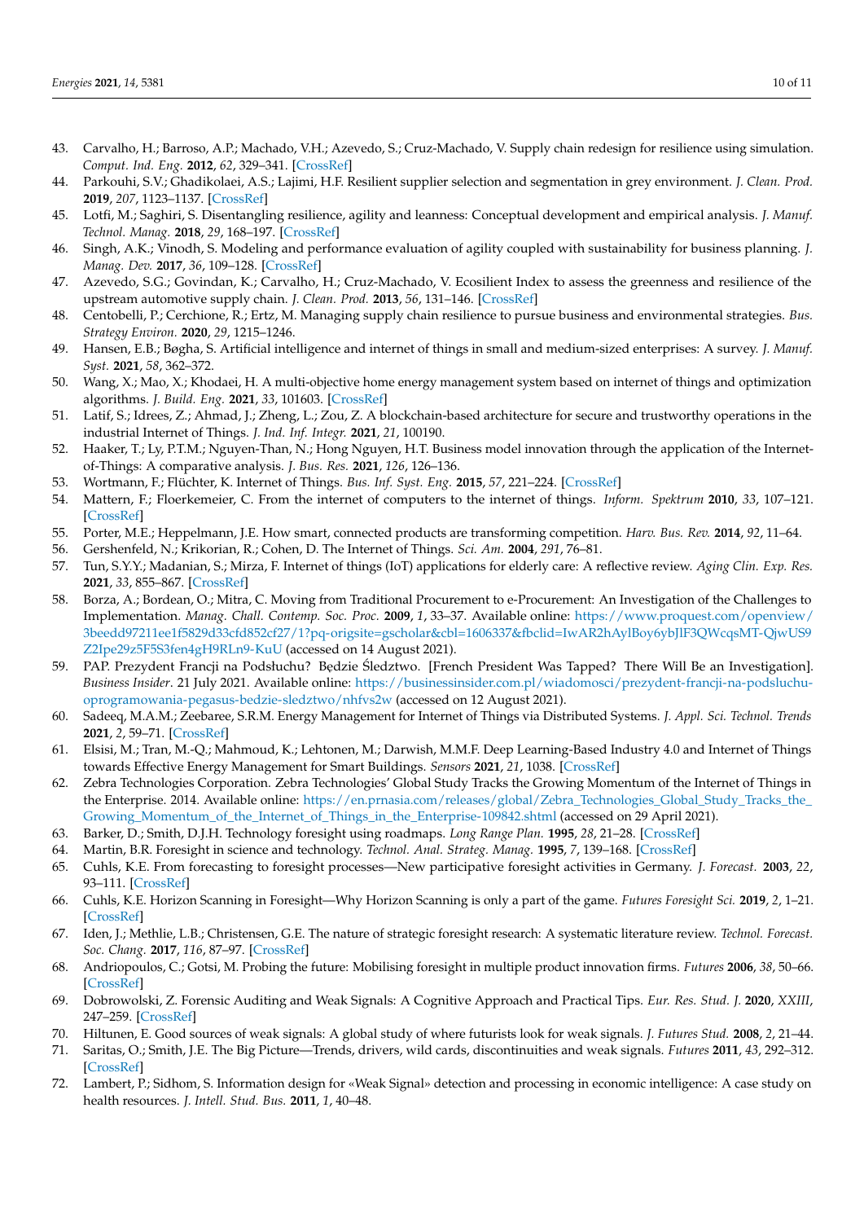43. Carvalho, H.; Barroso, A.P.; Machado, V.H.; Azevedo, S.; Cruz-Machado, V. Supply chain redesign for resilience using simulation. *Comput. Ind. Eng.* **2012**, *62*, 329–341. [CrossRef]
44. Parkouhi, S.V.; Ghadikolaei, A.S.; Lajimi, H.F. Resilient supplier selection and segmentation in grey environment. *J. Clean. Prod.* **2019**, *207*, 1123–1137. [CrossRef]
45. Lotfi, M.; Saghiri, S. Disentangling resilience, agility and leanness: Conceptual development and empirical analysis. *J. Manuf. Technol. Manag.* **2018**, *29*, 168–197. [CrossRef]
46. Singh, A.K.; Vinodh, S. Modeling and performance evaluation of agility coupled with sustainability for business planning. *J. Manag. Dev.* **2017**, *36*, 109–128. [CrossRef]
47. Azevedo, S.G.; Govindan, K.; Carvalho, H.; Cruz-Machado, V. Ecosilient Index to assess the greenness and resilience of the upstream automotive supply chain. *J. Clean. Prod.* **2013**, *56*, 131–146. [CrossRef]
48. Centobelli, P.; Cerchione, R.; Ertz, M. Managing supply chain resilience to pursue business and environmental strategies. *Bus. Strategy Environ.* **2020**, *29*, 1215–1246.
49. Hansen, E.B.; Bøgha, S. Artificial intelligence and internet of things in small and medium-sized enterprises: A survey. *J. Manuf. Syst.* **2021**, *58*, 362–372.
50. Wang, X.; Mao, X.; Khodaei, H. A multi-objective home energy management system based on internet of things and optimization algorithms. *J. Build. Eng.* **2021**, *33*, 101603. [CrossRef]
51. Latif, S.; Idrees, Z.; Ahmad, J.; Zheng, L.; Zou, Z. A blockchain-based architecture for secure and trustworthy operations in the industrial Internet of Things. *J. Ind. Inf. Integr.* **2021**, *21*, 100190.
52. Haaker, T.; Ly, P.T.M.; Nguyen-Than, N.; Hong Nguyen, H.T. Business model innovation through the application of the Internet-of-Things: A comparative analysis. *J. Bus. Res.* **2021**, *126*, 126–136.
53. Wortmann, F.; Flüchter, K. Internet of Things. *Bus. Inf. Syst. Eng.* **2015**, *57*, 221–224. [CrossRef]
54. Mattern, F.; Floerkemeier, C. From the internet of computers to the internet of things. *Inform. Spektrum* **2010**, *33*, 107–121. [CrossRef]
55. Porter, M.E.; Heppelmann, J.E. How smart, connected products are transforming competition. *Harv. Bus. Rev.* **2014**, *92*, 11–64.
56. Gershenfeld, N.; Krikorian, R.; Cohen, D. The Internet of Things. *Sci. Am.* **2004**, *291*, 76–81.
57. Tun, S.Y.Y.; Madanian, S.; Mirza, F. Internet of things (IoT) applications for elderly care: A reflective review. *Aging Clin. Exp. Res.* **2021**, *33*, 855–867. [CrossRef]
58. Borza, A.; Bordean, O.; Mitra, C. Moving from Traditional Procurement to e-Procurement: An Investigation of the Challenges to Implementation. *Manag. Chall. Contemp. Soc. Proc.* **2009**, *1*, 33–37. Available online: https://www.proquest.com/openview/3beedd97211ee1f5829d33cfd852cf27/1?pq-origsite=gscholar&cbl=1606337&fbclid=IwAR2hAylBoy6ybJlF3QWcqsMT-QjwUS9Z2Ipe29z5F5S3fen4gH9RLn9-KuU (accessed on 14 August 2021).
59. PAP. Prezydent Francji na Podsłuchu? Będzie Śledztwo. [French President Was Tapped? There Will Be an Investigation]. *Business Insider*. 21 July 2021. Available online: https://businessinsider.com.pl/wiadomosci/prezydent-francji-na-podsluchu-oprogramowania-pegasus-bedzie-sledztwo/nhfvs2w (accessed on 12 August 2021).
60. Sadeeq, M.A.M.; Zeebaree, S.R.M. Energy Management for Internet of Things via Distributed Systems. *J. Appl. Sci. Technol. Trends* **2021**, *2*, 59–71. [CrossRef]
61. Elsisi, M.; Tran, M.-Q.; Mahmoud, K.; Lehtonen, M.; Darwish, M.M.F. Deep Learning-Based Industry 4.0 and Internet of Things towards Effective Energy Management for Smart Buildings. *Sensors* **2021**, *21*, 1038. [CrossRef]
62. Zebra Technologies Corporation. Zebra Technologies' Global Study Tracks the Growing Momentum of the Internet of Things in the Enterprise. 2014. Available online: https://en.prnasia.com/releases/global/Zebra_Technologies_Global_Study_Tracks_the_Growing_Momentum_of_the_Internet_of_Things_in_the_Enterprise-109842.shtml (accessed on 29 April 2021).
63. Barker, D.; Smith, D.J.H. Technology foresight using roadmaps. *Long Range Plan.* **1995**, *28*, 21–28. [CrossRef]
64. Martin, B.R. Foresight in science and technology. *Technol. Anal. Strateg. Manag.* **1995**, *7*, 139–168. [CrossRef]
65. Cuhls, K.E. From forecasting to foresight processes—New participative foresight activities in Germany. *J. Forecast.* **2003**, *22*, 93–111. [CrossRef]
66. Cuhls, K.E. Horizon Scanning in Foresight—Why Horizon Scanning is only a part of the game. *Futures Foresight Sci.* **2019**, *2*, 1–21. [CrossRef]
67. Iden, J.; Methlie, L.B.; Christensen, G.E. The nature of strategic foresight research: A systematic literature review. *Technol. Forecast. Soc. Chang.* **2017**, *116*, 87–97. [CrossRef]
68. Andriopoulos, C.; Gotsi, M. Probing the future: Mobilising foresight in multiple product innovation firms. *Futures* **2006**, *38*, 50–66. [CrossRef]
69. Dobrowolski, Z. Forensic Auditing and Weak Signals: A Cognitive Approach and Practical Tips. *Eur. Res. Stud. J.* **2020**, *XXIII*, 247–259. [CrossRef]
70. Hiltunen, E. Good sources of weak signals: A global study of where futurists look for weak signals. *J. Futures Stud.* **2008**, *2*, 21–44.
71. Saritas, O.; Smith, J.E. The Big Picture—Trends, drivers, wild cards, discontinuities and weak signals. *Futures* **2011**, *43*, 292–312. [CrossRef]
72. Lambert, P.; Sidhom, S. Information design for «Weak Signal» detection and processing in economic intelligence: A case study on health resources. *J. Intell. Stud. Bus.* **2011**, *1*, 40–48.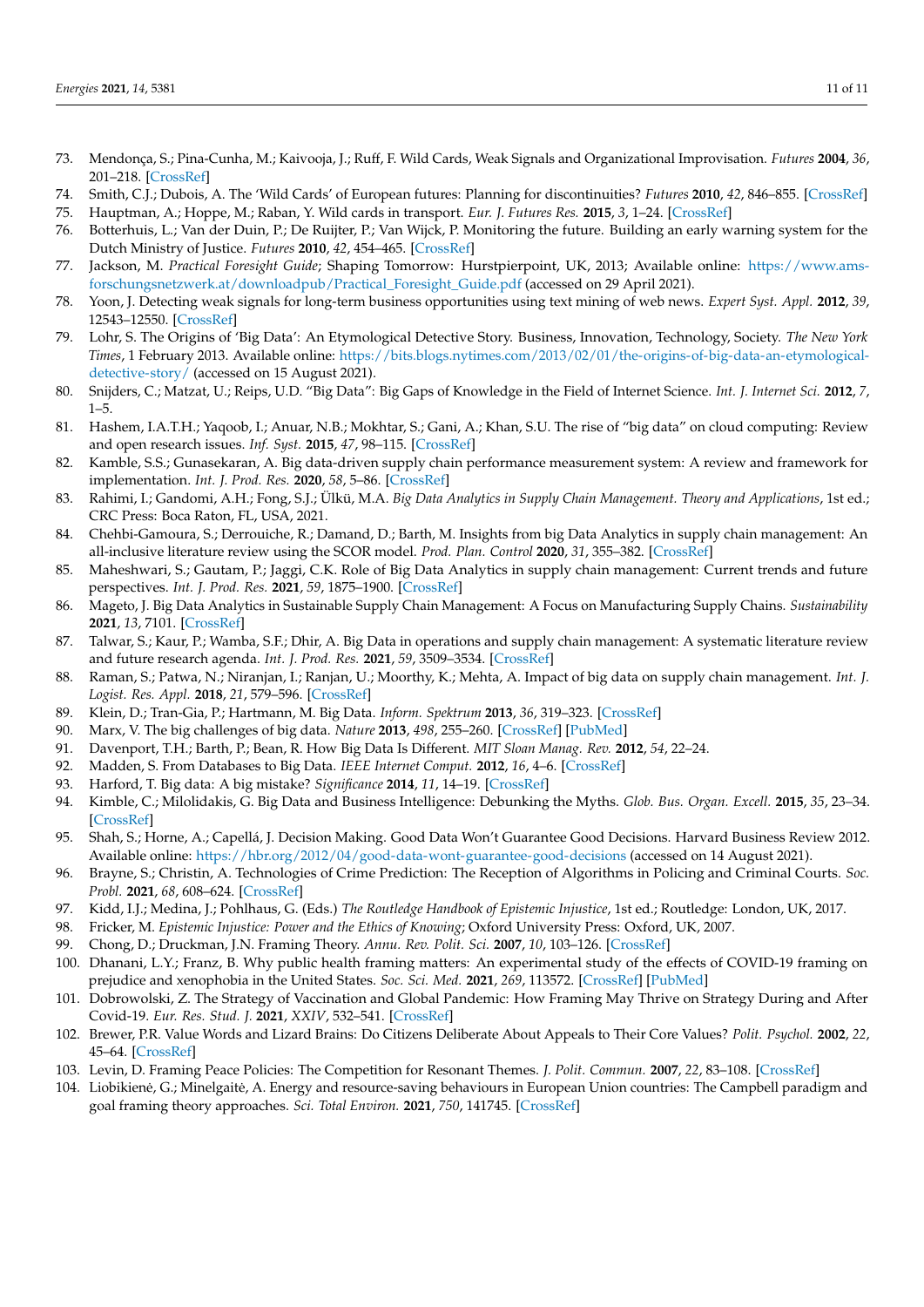73. Mendonça, S.; Pina-Cunha, M.; Kaivooja, J.; Ruff, F. Wild Cards, Weak Signals and Organizational Improvisation. *Futures* **2004**, *36*, 201–218. [CrossRef]
74. Smith, C.J.; Dubois, A. The 'Wild Cards' of European futures: Planning for discontinuities? *Futures* **2010**, *42*, 846–855. [CrossRef]
75. Hauptman, A.; Hoppe, M.; Raban, Y. Wild cards in transport. *Eur. J. Futures Res.* **2015**, *3*, 1–24. [CrossRef]
76. Botterhuis, L.; Van der Duin, P.; De Ruijter, P.; Van Wijck, P. Monitoring the future. Building an early warning system for the Dutch Ministry of Justice. *Futures* **2010**, *42*, 454–465. [CrossRef]
77. Jackson, M. *Practical Foresight Guide*; Shaping Tomorrow: Hurstpierpoint, UK, 2013; Available online: https://www.ams-forschungsnetzwerk.at/downloadpub/Practical_Foresight_Guide.pdf (accessed on 29 April 2021).
78. Yoon, J. Detecting weak signals for long-term business opportunities using text mining of web news. *Expert Syst. Appl.* **2012**, *39*, 12543–12550. [CrossRef]
79. Lohr, S. The Origins of 'Big Data': An Etymological Detective Story. Business, Innovation, Technology, Society. *The New York Times*, 1 February 2013. Available online: https://bits.blogs.nytimes.com/2013/02/01/the-origins-of-big-data-an-etymological-detective-story/ (accessed on 15 August 2021).
80. Snijders, C.; Matzat, U.; Reips, U.D. "Big Data": Big Gaps of Knowledge in the Field of Internet Science. *Int. J. Internet Sci.* **2012**, *7*, 1–5.
81. Hashem, I.A.T.H.; Yaqoob, I.; Anuar, N.B.; Mokhtar, S.; Gani, A.; Khan, S.U. The rise of "big data" on cloud computing: Review and open research issues. *Inf. Syst.* **2015**, *47*, 98–115. [CrossRef]
82. Kamble, S.S.; Gunasekaran, A. Big data-driven supply chain performance measurement system: A review and framework for implementation. *Int. J. Prod. Res.* **2020**, *58*, 5–86. [CrossRef]
83. Rahimi, I.; Gandomi, A.H.; Fong, S.J.; Ülkü, M.A. *Big Data Analytics in Supply Chain Management. Theory and Applications*, 1st ed.; CRC Press: Boca Raton, FL, USA, 2021.
84. Chehbi-Gamoura, S.; Derrouiche, R.; Damand, D.; Barth, M. Insights from big Data Analytics in supply chain management: An all-inclusive literature review using the SCOR model. *Prod. Plan. Control* **2020**, *31*, 355–382. [CrossRef]
85. Maheshwari, S.; Gautam, P.; Jaggi, C.K. Role of Big Data Analytics in supply chain management: Current trends and future perspectives. *Int. J. Prod. Res.* **2021**, *59*, 1875–1900. [CrossRef]
86. Mageto, J. Big Data Analytics in Sustainable Supply Chain Management: A Focus on Manufacturing Supply Chains. *Sustainability* **2021**, *13*, 7101. [CrossRef]
87. Talwar, S.; Kaur, P.; Wamba, S.F.; Dhir, A. Big Data in operations and supply chain management: A systematic literature review and future research agenda. *Int. J. Prod. Res.* **2021**, *59*, 3509–3534. [CrossRef]
88. Raman, S.; Patwa, N.; Niranjan, I.; Ranjan, U.; Moorthy, K.; Mehta, A. Impact of big data on supply chain management. *Int. J. Logist. Res. Appl.* **2018**, *21*, 579–596. [CrossRef]
89. Klein, D.; Tran-Gia, P.; Hartmann, M. Big Data. *Inform. Spektrum* **2013**, *36*, 319–323. [CrossRef]
90. Marx, V. The big challenges of big data. *Nature* **2013**, *498*, 255–260. [CrossRef] [PubMed]
91. Davenport, T.H.; Barth, P.; Bean, R. How Big Data Is Different. *MIT Sloan Manag. Rev.* **2012**, *54*, 22–24.
92. Madden, S. From Databases to Big Data. *IEEE Internet Comput.* **2012**, *16*, 4–6. [CrossRef]
93. Harford, T. Big data: A big mistake? *Significance* **2014**, *11*, 14–19. [CrossRef]
94. Kimble, C.; Milolidakis, G. Big Data and Business Intelligence: Debunking the Myths. *Glob. Bus. Organ. Excell.* **2015**, *35*, 23–34. [CrossRef]
95. Shah, S.; Horne, A.; Capellá, J. Decision Making. Good Data Won't Guarantee Good Decisions. Harvard Business Review 2012. Available online: https://hbr.org/2012/04/good-data-wont-guarantee-good-decisions (accessed on 14 August 2021).
96. Brayne, S.; Christin, A. Technologies of Crime Prediction: The Reception of Algorithms in Policing and Criminal Courts. *Soc. Probl.* **2021**, *68*, 608–624. [CrossRef]
97. Kidd, I.J.; Medina, J.; Pohlhaus, G. (Eds.) *The Routledge Handbook of Epistemic Injustice*, 1st ed.; Routledge: London, UK, 2017.
98. Fricker, M. *Epistemic Injustice: Power and the Ethics of Knowing*; Oxford University Press: Oxford, UK, 2007.
99. Chong, D.; Druckman, J.N. Framing Theory. *Annu. Rev. Polit. Sci.* **2007**, *10*, 103–126. [CrossRef]
100. Dhanani, L.Y.; Franz, B. Why public health framing matters: An experimental study of the effects of COVID-19 framing on prejudice and xenophobia in the United States. *Soc. Sci. Med.* **2021**, *269*, 113572. [CrossRef] [PubMed]
101. Dobrowolski, Z. The Strategy of Vaccination and Global Pandemic: How Framing May Thrive on Strategy During and After Covid-19. *Eur. Res. Stud. J.* **2021**, *XXIV*, 532–541. [CrossRef]
102. Brewer, P.R. Value Words and Lizard Brains: Do Citizens Deliberate About Appeals to Their Core Values? *Polit. Psychol.* **2002**, *22*, 45–64. [CrossRef]
103. Levin, D. Framing Peace Policies: The Competition for Resonant Themes. *J. Polit. Commun.* **2007**, *22*, 83–108. [CrossRef]
104. Liobikienė, G.; Minelgaitė, A. Energy and resource-saving behaviours in European Union countries: The Campbell paradigm and goal framing theory approaches. *Sci. Total Environ.* **2021**, *750*, 141745. [CrossRef]